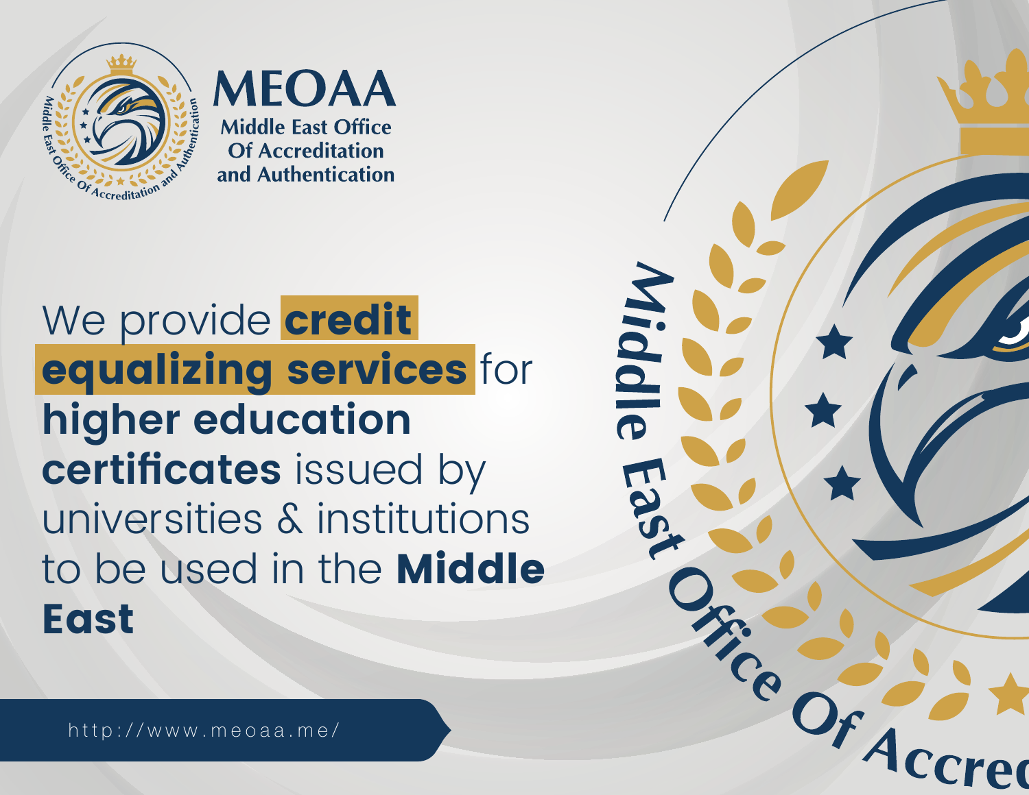# MEOAA

**Middle East Office Of Accreditation and Authentication**

We provide **credit equalizing services** for **higher education certificates** issued by universities & institutions to be used in the **Middle East**

http://www.meoaa.me/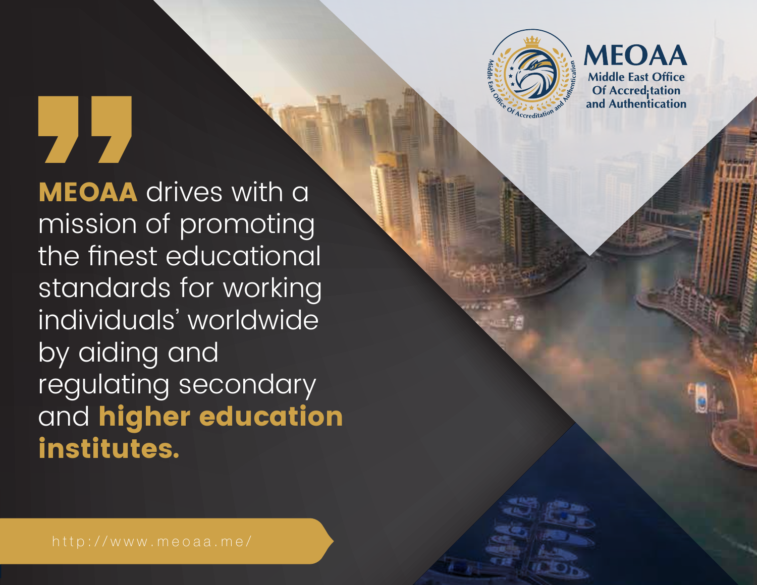**MEOAA**

Middle East Office Of Accreditation and Authentication

> **MEOAA** drives with a mission of promoting the finest educational standards for working individuals' worldwide by aiding and regulating secondary and **higher education institutes.**

http://www.meoaa.me/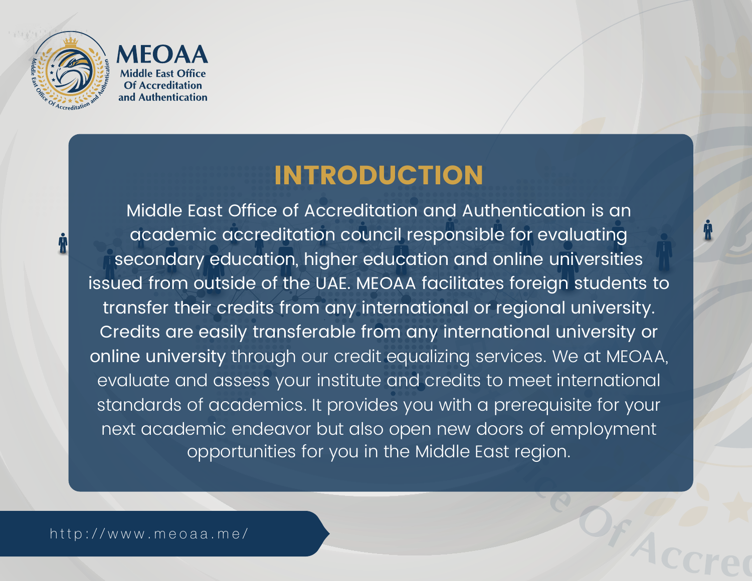MEOAA
Middle East Office Of Accreditation and Authentication

# INTRODUCTION

Middle East Office of Accreditation and Authentication is an academic accreditation council responsible for evaluating secondary education, higher education and online universities issued from outside of the UAE. MEOAA facilitates foreign students to transfer their credits from any international or regional university. Credits are easily transferable from any international university or online university through our credit equalizing services. We at MEOAA, evaluate and assess your institute and credits to meet international standards of academics. It provides you with a prerequisite for your next academic endeavor but also open new doors of employment opportunities for you in the Middle East region.

http://www.meoaa.me/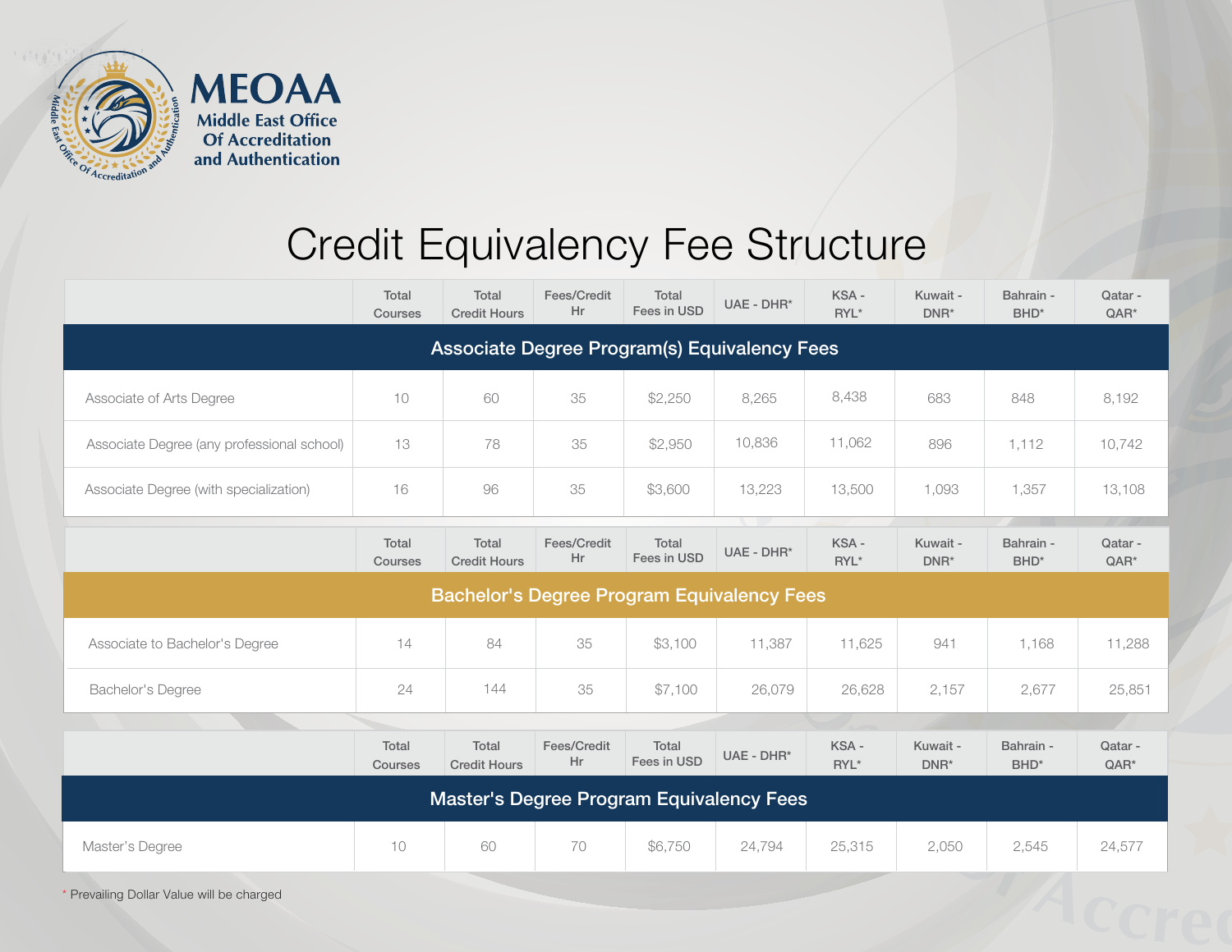# MEOAA

**Middle East Office Of Accreditation and Authentication**

## Credit Equivalency Fee Structure

| | Total Courses | Total Credit Hours | Fees/Credit Hr | Total Fees in USD | UAE - DHR* | KSA - RYL* | Kuwait - DNR* | Bahrain - BHD* | Qatar - QAR* |
|---|---|---|---|---|---|---|---|---|---|
| **Associate Degree Program(s) Equivalency Fees** | | | | | | | | | |
| Associate of Arts Degree | 10 | 60 | 35 | $2,250 | 8,265 | 8,438 | 683 | 848 | 8,192 |
| Associate Degree (any professional school) | 13 | 78 | 35 | $2,950 | 10,836 | 11,062 | 896 | 1,112 | 10,742 |
| Associate Degree (with specialization) | 16 | 96 | 35 | $3,600 | 13,223 | 13,500 | 1,093 | 1,357 | 13,108 |

| | Total Courses | Total Credit Hours | Fees/Credit Hr | Total Fees in USD | UAE - DHR* | KSA - RYL* | Kuwait - DNR* | Bahrain - BHD* | Qatar - QAR* |
|---|---|---|---|---|---|---|---|---|---|
| **Bachelor's Degree Program Equivalency Fees** | | | | | | | | | |
| Associate to Bachelor's Degree | 14 | 84 | 35 | $3,100 | 11,387 | 11,625 | 941 | 1,168 | 11,288 |
| Bachelor's Degree | 24 | 144 | 35 | $7,100 | 26,079 | 26,628 | 2,157 | 2,677 | 25,851 |

| | Total Courses | Total Credit Hours | Fees/Credit Hr | Total Fees in USD | UAE - DHR* | KSA - RYL* | Kuwait - DNR* | Bahrain - BHD* | Qatar - QAR* |
|---|---|---|---|---|---|---|---|---|---|
| **Master's Degree Program Equivalency Fees** | | | | | | | | | |
| Master's Degree | 10 | 60 | 70 | $6,750 | 24,794 | 25,315 | 2,050 | 2,545 | 24,577 |

* Prevailing Dollar Value will be charged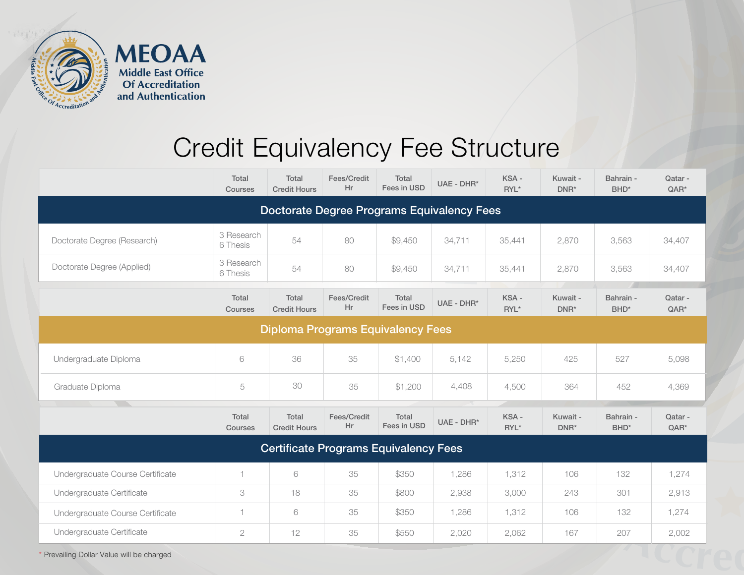MEOAA

Middle East Office Of Accreditation and Authentication

# Credit Equivalency Fee Structure

| | Total Courses | Total Credit Hours | Fees/Credit Hr | Total Fees in USD | UAE - DHR* | KSA - RYL* | Kuwait - DNR* | Bahrain - BHD* | Qatar - QAR* |
|---|---|---|---|---|---|---|---|---|---|
| **Doctorate Degree Programs Equivalency Fees** | | | | | | | | | |
| Doctorate Degree (Research) | 3 Research 6 Thesis | 54 | 80 | $9,450 | 34,711 | 35,441 | 2,870 | 3,563 | 34,407 |
| Doctorate Degree (Applied) | 3 Research 6 Thesis | 54 | 80 | $9,450 | 34,711 | 35,441 | 2,870 | 3,563 | 34,407 |

| | Total Courses | Total Credit Hours | Fees/Credit Hr | Total Fees in USD | UAE - DHR* | KSA - RYL* | Kuwait - DNR* | Bahrain - BHD* | Qatar - QAR* |
|---|---|---|---|---|---|---|---|---|---|
| **Diploma Programs Equivalency Fees** | | | | | | | | | |
| Undergraduate Diploma | 6 | 36 | 35 | $1,400 | 5,142 | 5,250 | 425 | 527 | 5,098 |
| Graduate Diploma | 5 | 30 | 35 | $1,200 | 4,408 | 4,500 | 364 | 452 | 4,369 |

| | Total Courses | Total Credit Hours | Fees/Credit Hr | Total Fees in USD | UAE - DHR* | KSA - RYL* | Kuwait - DNR* | Bahrain - BHD* | Qatar - QAR* |
|---|---|---|---|---|---|---|---|---|---|
| **Certificate Programs Equivalency Fees** | | | | | | | | | |
| Undergraduate Course Certificate | 1 | 6 | 35 | $350 | 1,286 | 1,312 | 106 | 132 | 1,274 |
| Undergraduate Certificate | 3 | 18 | 35 | $800 | 2,938 | 3,000 | 243 | 301 | 2,913 |
| Undergraduate Course Certificate | 1 | 6 | 35 | $350 | 1,286 | 1,312 | 106 | 132 | 1,274 |
| Undergraduate Certificate | 2 | 12 | 35 | $550 | 2,020 | 2,062 | 167 | 207 | 2,002 |

* Prevailing Dollar Value will be charged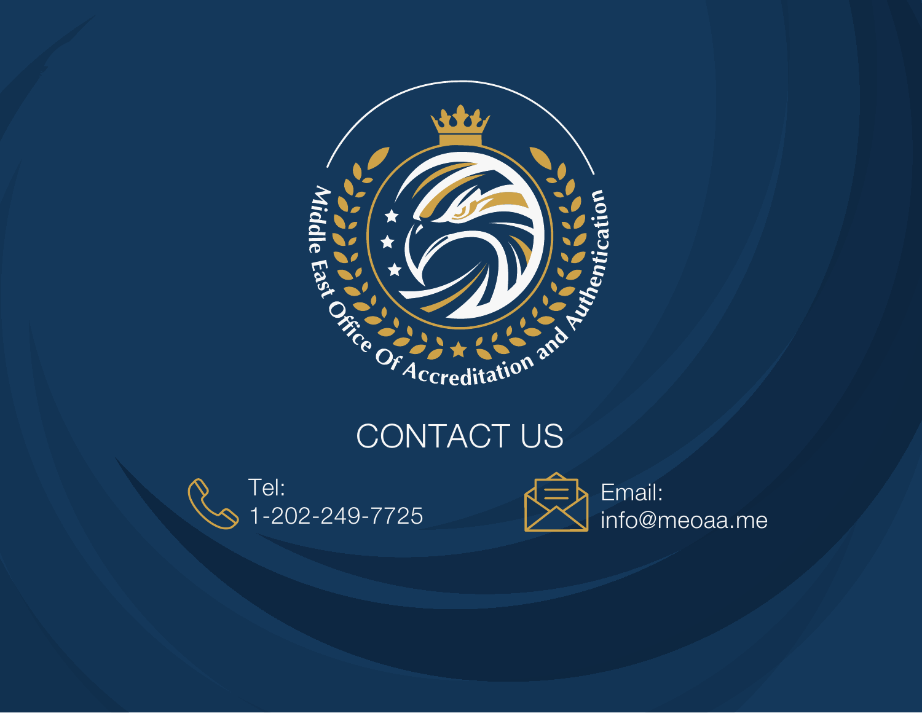Middle East Office Of Accreditation and Authentication

# CONTACT US

Tel:
1-202-249-7725

Email:
info@meoaa.me